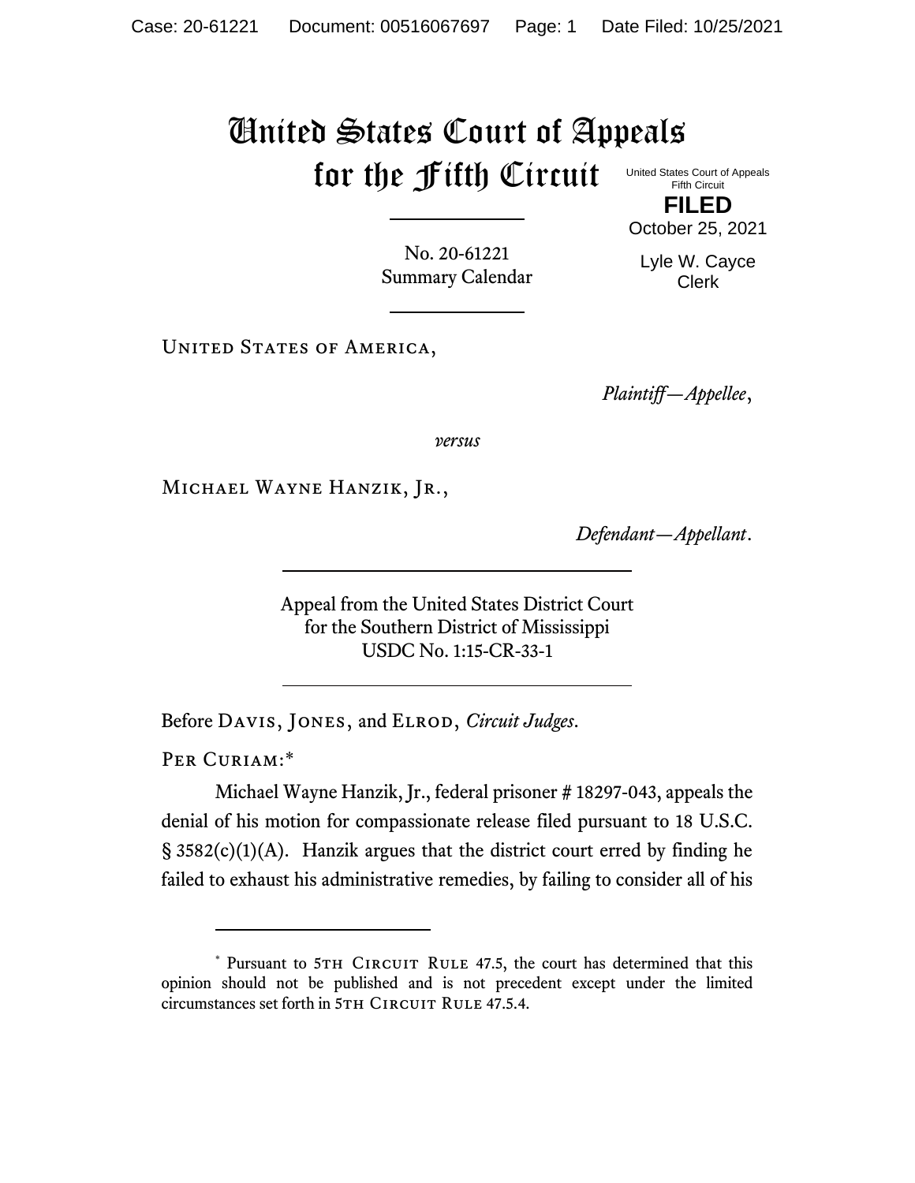# United States Court of Appeals for the Fifth Circuit

United States Court of Appeals
Fifth Circuit

**FILED**

October 25, 2021

Lyle W. Cayce
Clerk

No. 20-61221
Summary Calendar

UNITED STATES OF AMERICA,

*Plaintiff—Appellee*,

*versus*

MICHAEL WAYNE HANZIK, JR.,

*Defendant—Appellant*.

Appeal from the United States District Court
for the Southern District of Mississippi
USDC No. 1:15-CR-33-1

Before DAVIS, JONES, and ELROD, *Circuit Judges*.

PER CURIAM:*

Michael Wayne Hanzik, Jr., federal prisoner # 18297-043, appeals the denial of his motion for compassionate release filed pursuant to 18 U.S.C. § 3582(c)(1)(A). Hanzik argues that the district court erred by finding he failed to exhaust his administrative remedies, by failing to consider all of his

---

\* Pursuant to 5TH CIRCUIT RULE 47.5, the court has determined that this opinion should not be published and is not precedent except under the limited circumstances set forth in 5TH CIRCUIT RULE 47.5.4.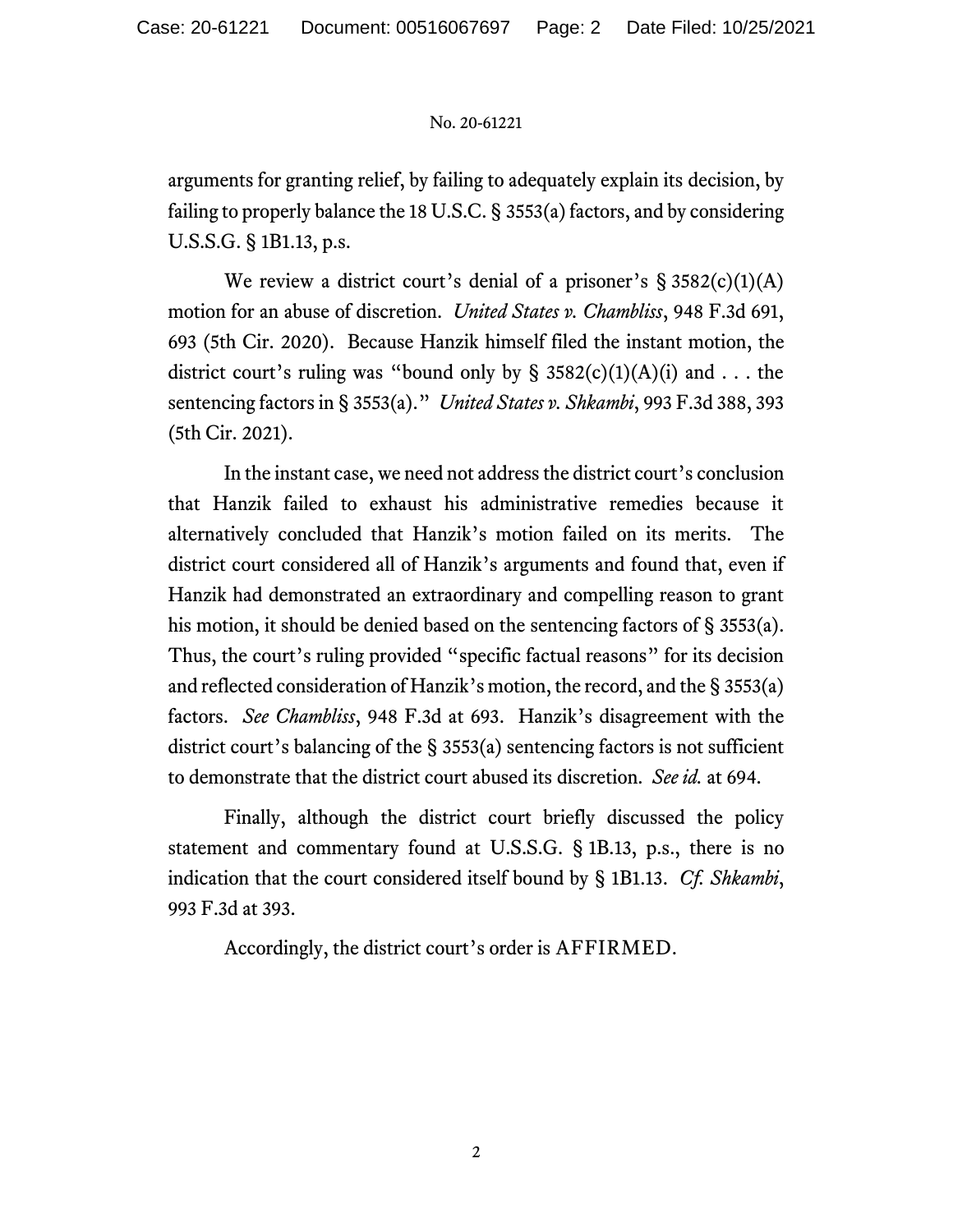arguments for granting relief, by failing to adequately explain its decision, by failing to properly balance the 18 U.S.C. § 3553(a) factors, and by considering U.S.S.G. § 1B1.13, p.s.

We review a district court's denial of a prisoner's § 3582(c)(1)(A) motion for an abuse of discretion. *United States v. Chambliss*, 948 F.3d 691, 693 (5th Cir. 2020). Because Hanzik himself filed the instant motion, the district court's ruling was "bound only by § 3582(c)(1)(A)(i) and . . . the sentencing factors in § 3553(a)." *United States v. Shkambi*, 993 F.3d 388, 393 (5th Cir. 2021).

In the instant case, we need not address the district court's conclusion that Hanzik failed to exhaust his administrative remedies because it alternatively concluded that Hanzik's motion failed on its merits. The district court considered all of Hanzik's arguments and found that, even if Hanzik had demonstrated an extraordinary and compelling reason to grant his motion, it should be denied based on the sentencing factors of § 3553(a). Thus, the court's ruling provided "specific factual reasons" for its decision and reflected consideration of Hanzik's motion, the record, and the § 3553(a) factors. *See Chambliss*, 948 F.3d at 693. Hanzik's disagreement with the district court's balancing of the § 3553(a) sentencing factors is not sufficient to demonstrate that the district court abused its discretion. *See id.* at 694.

Finally, although the district court briefly discussed the policy statement and commentary found at U.S.S.G. § 1B.13, p.s., there is no indication that the court considered itself bound by § 1B1.13. *Cf. Shkambi*, 993 F.3d at 393.

Accordingly, the district court's order is AFFIRMED.